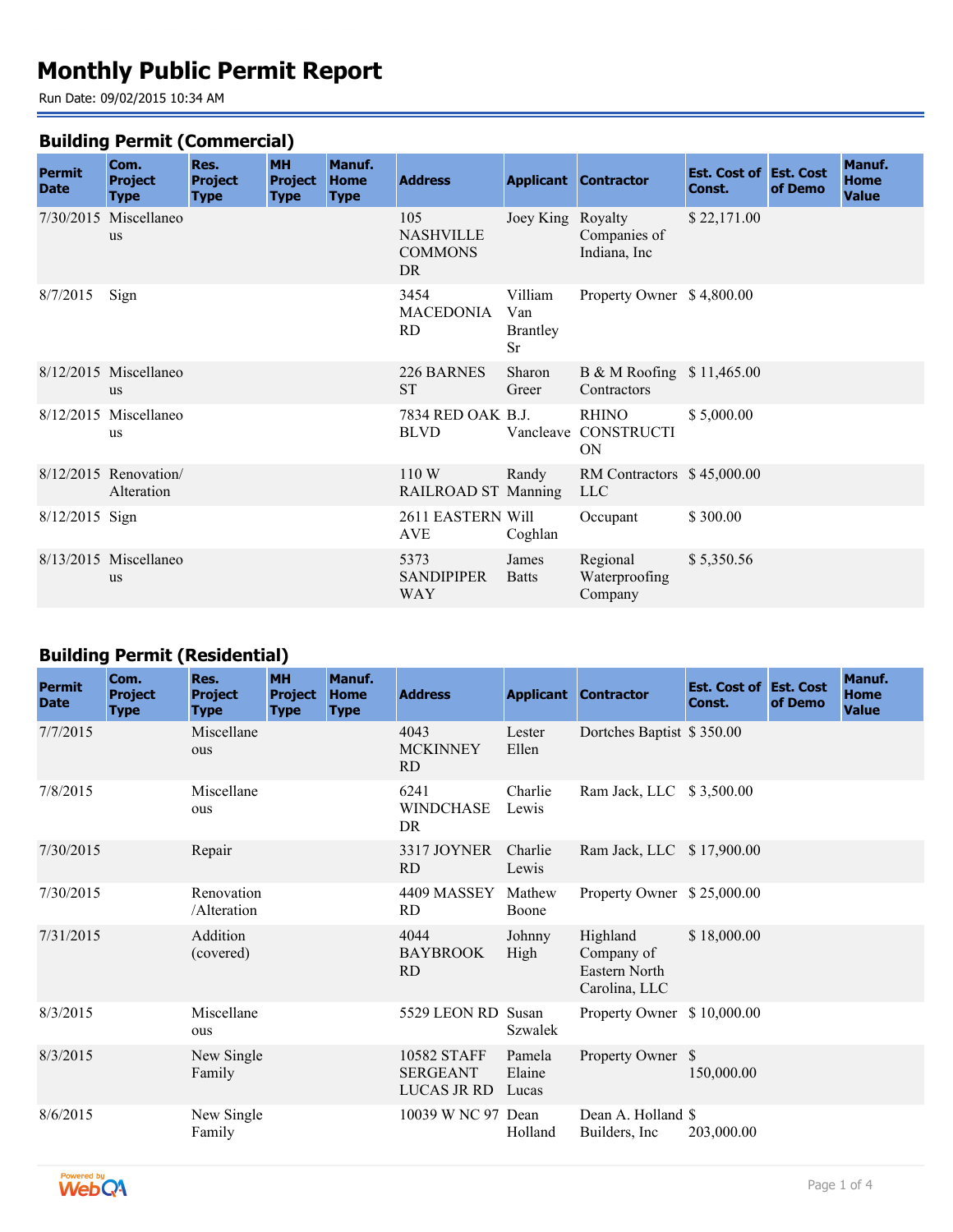# Monthly Public Permit Report

Run Date: 09/02/2015 10:34 AM

## Building Permit (Commercial)

| Permit Date | Com. Project Type | Res. Project Type | MH Project Type | Manuf. Home Type | Address | Applicant | Contractor | Est. Cost of Const. | Est. Cost of Demo | Manuf. Home Value |
|---|---|---|---|---|---|---|---|---|---|---|
| 7/30/2015 | Miscellaneous | | | | 105 NASHVILLE COMMONS DR | Joey King | Royalty Companies of Indiana, Inc | $ 22,171.00 | | |
| 8/7/2015 | Sign | | | | 3454 MACEDONIA RD | Villiam Van Brantley Sr | Property Owner | $ 4,800.00 | | |
| 8/12/2015 | Miscellaneous | | | | 226 BARNES ST | Sharon Greer | B & M Roofing Contractors | $ 11,465.00 | | |
| 8/12/2015 | Miscellaneous | | | | 7834 RED OAK BLVD | B.J. Vancleave | RHINO CONSTRUCTION | $ 5,000.00 | | |
| 8/12/2015 | Renovation/ Alteration | | | | 110 W RAILROAD ST | Randy Manning | RM Contractors LLC | $ 45,000.00 | | |
| 8/12/2015 | Sign | | | | 2611 EASTERN AVE | Will Coghlan | Occupant | $ 300.00 | | |
| 8/13/2015 | Miscellaneous | | | | 5373 SANDIPIPER WAY | James Batts | Regional Waterproofing Company | $ 5,350.56 | | |

## Building Permit (Residential)

| Permit Date | Com. Project Type | Res. Project Type | MH Project Type | Manuf. Home Type | Address | Applicant | Contractor | Est. Cost of Const. | Est. Cost of Demo | Manuf. Home Value |
|---|---|---|---|---|---|---|---|---|---|---|
| 7/7/2015 | | Miscellaneous | | | 4043 MCKINNEY RD | Lester Ellen | Dortches Baptist | $ 350.00 | | |
| 7/8/2015 | | Miscellaneous | | | 6241 WINDCHASE DR | Charlie Lewis | Ram Jack, LLC | $ 3,500.00 | | |
| 7/30/2015 | | Repair | | | 3317 JOYNER RD | Charlie Lewis | Ram Jack, LLC | $ 17,900.00 | | |
| 7/30/2015 | | Renovation /Alteration | | | 4409 MASSEY RD | Mathew Boone | Property Owner | $ 25,000.00 | | |
| 7/31/2015 | | Addition (covered) | | | 4044 BAYBROOK RD | Johnny High | Highland Company of Eastern North Carolina, LLC | $ 18,000.00 | | |
| 8/3/2015 | | Miscellaneous | | | 5529 LEON RD | Susan Szwalek | Property Owner | $ 10,000.00 | | |
| 8/3/2015 | | New Single Family | | | 10582 STAFF SERGEANT LUCAS JR RD | Pamela Elaine Lucas | Property Owner | $ 150,000.00 | | |
| 8/6/2015 | | New Single Family | | | 10039 W NC 97 | Dean Holland | Dean A. Holland Builders, Inc | $ 203,000.00 | | |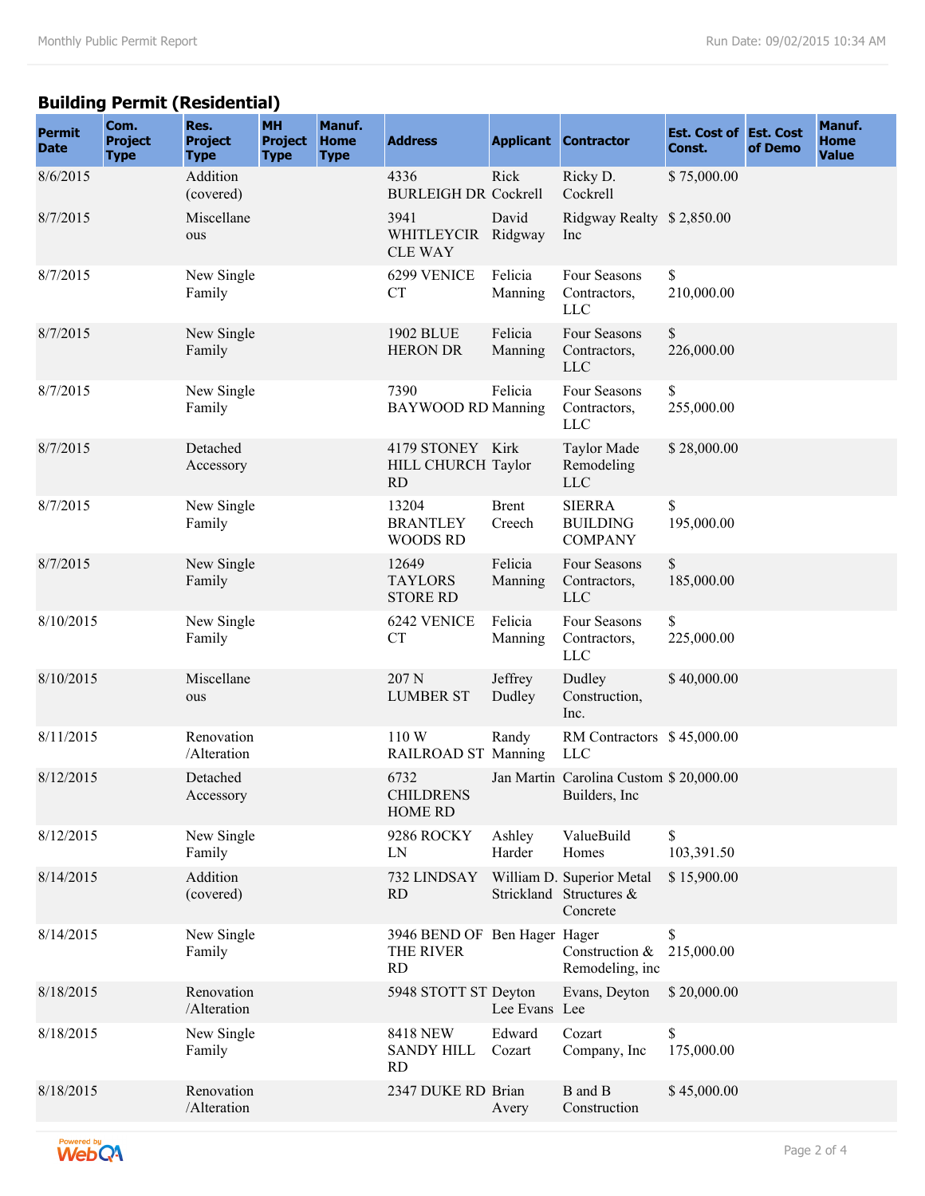## Building Permit (Residential)

| Permit Date | Com. Project Type | Res. Project Type | MH Project Type | Manuf. Home Type | Address | Applicant | Contractor | Est. Cost of Const. | Est. Cost of Demo | Manuf. Home Value |
|---|---|---|---|---|---|---|---|---|---|---|
| 8/6/2015 | | Addition (covered) | | | 4336 BURLEIGH DR | Rick Cockrell | Ricky D. Cockrell | $ 75,000.00 | | |
| 8/7/2015 | | Miscellaneous | | | 3941 WHITLEYCIRCLE WAY | David Ridgway | Ridgway Realty Inc | $ 2,850.00 | | |
| 8/7/2015 | | New Single Family | | | 6299 VENICE CT | Felicia Manning | Four Seasons Contractors, LLC | $ 210,000.00 | | |
| 8/7/2015 | | New Single Family | | | 1902 BLUE HERON DR | Felicia Manning | Four Seasons Contractors, LLC | $ 226,000.00 | | |
| 8/7/2015 | | New Single Family | | | 7390 BAYWOOD RD | Felicia Manning | Four Seasons Contractors, LLC | $ 255,000.00 | | |
| 8/7/2015 | | Detached Accessory | | | 4179 STONEY HILL CHURCH RD | Kirk Taylor | Taylor Made Remodeling LLC | $ 28,000.00 | | |
| 8/7/2015 | | New Single Family | | | 13204 BRANTLEY WOODS RD | Brent Creech | SIERRA BUILDING COMPANY | $ 195,000.00 | | |
| 8/7/2015 | | New Single Family | | | 12649 TAYLORS STORE RD | Felicia Manning | Four Seasons Contractors, LLC | $ 185,000.00 | | |
| 8/10/2015 | | New Single Family | | | 6242 VENICE CT | Felicia Manning | Four Seasons Contractors, LLC | $ 225,000.00 | | |
| 8/10/2015 | | Miscellaneous | | | 207 N LUMBER ST | Jeffrey Dudley | Dudley Construction, Inc. | $ 40,000.00 | | |
| 8/11/2015 | | Renovation /Alteration | | | 110 W RAILROAD ST | Randy Manning | RM Contractors LLC | $ 45,000.00 | | |
| 8/12/2015 | | Detached Accessory | | | 6732 CHILDRENS HOME RD | Jan Martin | Carolina Custom Builders, Inc | $ 20,000.00 | | |
| 8/12/2015 | | New Single Family | | | 9286 ROCKY LN | Ashley Harder | ValueBuild Homes | $ 103,391.50 | | |
| 8/14/2015 | | Addition (covered) | | | 732 LINDSAY RD | William D. Strickland | Superior Metal Structures & Concrete | $ 15,900.00 | | |
| 8/14/2015 | | New Single Family | | | 3946 BEND OF THE RIVER RD | Ben Hager | Hager Construction & Remodeling, inc | $ 215,000.00 | | |
| 8/18/2015 | | Renovation /Alteration | | | 5948 STOTT ST | Deyton Lee Evans | Evans, Deyton Lee | $ 20,000.00 | | |
| 8/18/2015 | | New Single Family | | | 8418 NEW SANDY HILL RD | Edward Cozart | Cozart Company, Inc | $ 175,000.00 | | |
| 8/18/2015 | | Renovation /Alteration | | | 2347 DUKE RD | Brian Avery | B and B Construction | $ 45,000.00 | | |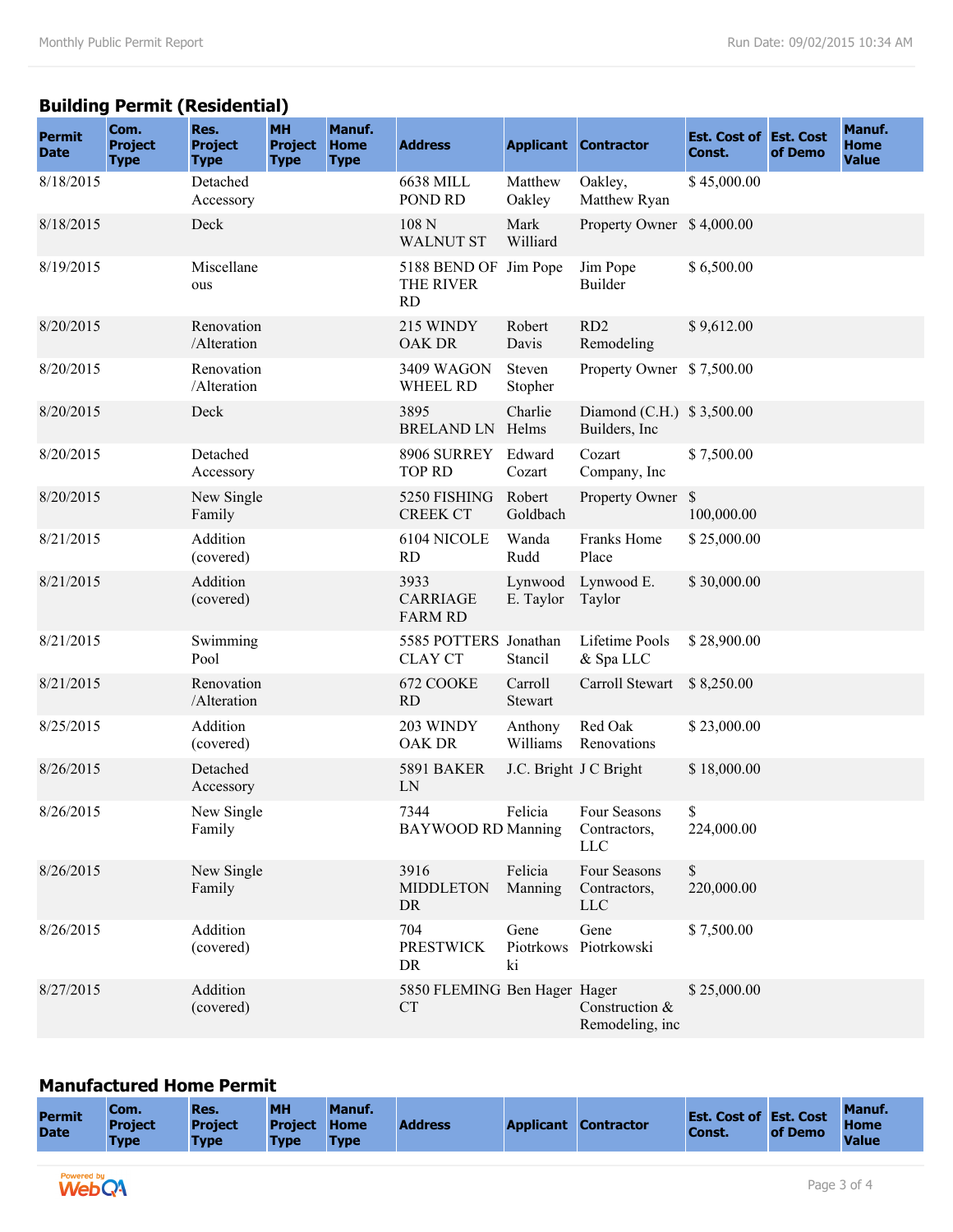## Building Permit (Residential)

| Permit Date | Com. Project Type | Res. Project Type | MH Project Type | Manuf. Home Type | Address | Applicant | Contractor | Est. Cost of Const. | Est. Cost of Demo | Manuf. Home Value |
|---|---|---|---|---|---|---|---|---|---|---|
| 8/18/2015 | | Detached Accessory | | | 6638 MILL POND RD | Matthew Oakley | Oakley, Matthew Ryan | $ 45,000.00 | | |
| 8/18/2015 | | Deck | | | 108 N WALNUT ST | Mark Williard | Property Owner | $ 4,000.00 | | |
| 8/19/2015 | | Miscellaneous | | | 5188 BEND OF THE RIVER RD | Jim Pope | Jim Pope Builder | $ 6,500.00 | | |
| 8/20/2015 | | Renovation /Alteration | | | 215 WINDY OAK DR | Robert Davis | RD2 Remodeling | $ 9,612.00 | | |
| 8/20/2015 | | Renovation /Alteration | | | 3409 WAGON WHEEL RD | Steven Stopher | Property Owner | $ 7,500.00 | | |
| 8/20/2015 | | Deck | | | 3895 BRELAND LN | Charlie Helms | Diamond (C.H.) Builders, Inc | $ 3,500.00 | | |
| 8/20/2015 | | Detached Accessory | | | 8906 SURREY TOP RD | Edward Cozart | Cozart Company, Inc | $ 7,500.00 | | |
| 8/20/2015 | | New Single Family | | | 5250 FISHING CREEK CT | Robert Goldbach | Property Owner | $ 100,000.00 | | |
| 8/21/2015 | | Addition (covered) | | | 6104 NICOLE RD | Wanda Rudd | Franks Home Place | $ 25,000.00 | | |
| 8/21/2015 | | Addition (covered) | | | 3933 CARRIAGE FARM RD | Lynwood E. Taylor | Lynwood E. Taylor | $ 30,000.00 | | |
| 8/21/2015 | | Swimming Pool | | | 5585 POTTERS CLAY CT | Jonathan Stancil | Lifetime Pools & Spa LLC | $ 28,900.00 | | |
| 8/21/2015 | | Renovation /Alteration | | | 672 COOKE RD | Carroll Stewart | Carroll Stewart | $ 8,250.00 | | |
| 8/25/2015 | | Addition (covered) | | | 203 WINDY OAK DR | Anthony Williams | Red Oak Renovations | $ 23,000.00 | | |
| 8/26/2015 | | Detached Accessory | | | 5891 BAKER LN | J.C. Bright | J C Bright | $ 18,000.00 | | |
| 8/26/2015 | | New Single Family | | | 7344 BAYWOOD RD | Felicia Manning | Four Seasons Contractors, LLC | $ 224,000.00 | | |
| 8/26/2015 | | New Single Family | | | 3916 MIDDLETON DR | Felicia Manning | Four Seasons Contractors, LLC | $ 220,000.00 | | |
| 8/26/2015 | | Addition (covered) | | | 704 PRESTWICK DR | Gene Piotrkowski | Gene Piotrkowski | $ 7,500.00 | | |
| 8/27/2015 | | Addition (covered) | | | 5850 FLEMING CT | Ben Hager | Hager Construction & Remodeling, inc | $ 25,000.00 | | |

## Manufactured Home Permit

| Permit Date | Com. Project Type | Res. Project Type | MH Project Type | Manuf. Home Type | Address | Applicant | Contractor | Est. Cost of Const. | Est. Cost of Demo | Manuf. Home Value |
|---|---|---|---|---|---|---|---|---|---|---|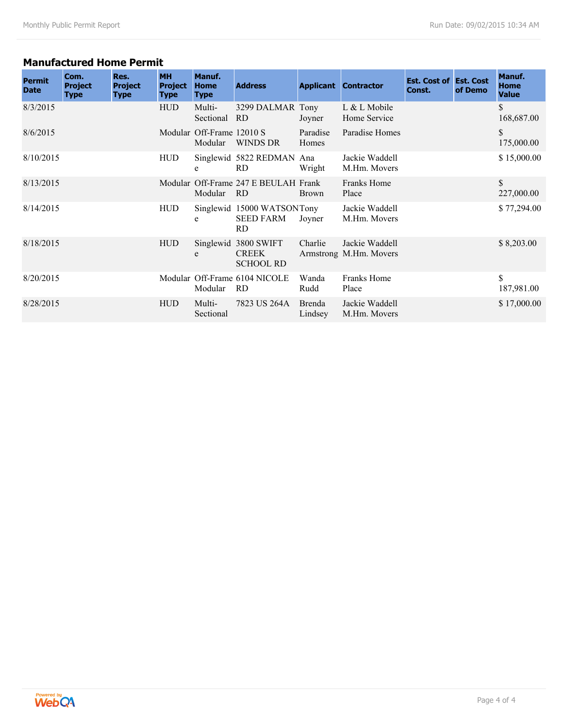## Manufactured Home Permit

| Permit Date | Com. Project Type | Res. Project Type | MH Project Type | Manuf. Home Type | Address | Applicant | Contractor | Est. Cost of Const. | Est. Cost of Demo | Manuf. Home Value |
|---|---|---|---|---|---|---|---|---|---|---|
| 8/3/2015 | | | HUD | Multi-Sectional | 3299 DALMAR RD | Tony Joyner | L & L Mobile Home Service | | | $ 168,687.00 |
| 8/6/2015 | | | Modular | Off-Frame Modular | 12010 S WINDS DR | Paradise Homes | Paradise Homes | | | $ 175,000.00 |
| 8/10/2015 | | | HUD | Singlewide | 5822 REDMAN RD | Ana Wright | Jackie Waddell M.Hm. Movers | | | $ 15,000.00 |
| 8/13/2015 | | | Modular | Off-Frame Modular | 247 E BEULAH RD | Frank Brown | Franks Home Place | | | $ 227,000.00 |
| 8/14/2015 | | | HUD | Singlewide | 15000 WATSON SEED FARM RD | Tony Joyner | Jackie Waddell M.Hm. Movers | | | $ 77,294.00 |
| 8/18/2015 | | | HUD | Singlewide | 3800 SWIFT CREEK SCHOOL RD | Charlie Armstrong | Jackie Waddell M.Hm. Movers | | | $ 8,203.00 |
| 8/20/2015 | | | Modular | Off-Frame Modular | 6104 NICOLE RD | Wanda Rudd | Franks Home Place | | | $ 187,981.00 |
| 8/28/2015 | | | HUD | Multi-Sectional | 7823 US 264A | Brenda Lindsey | Jackie Waddell M.Hm. Movers | | | $ 17,000.00 |